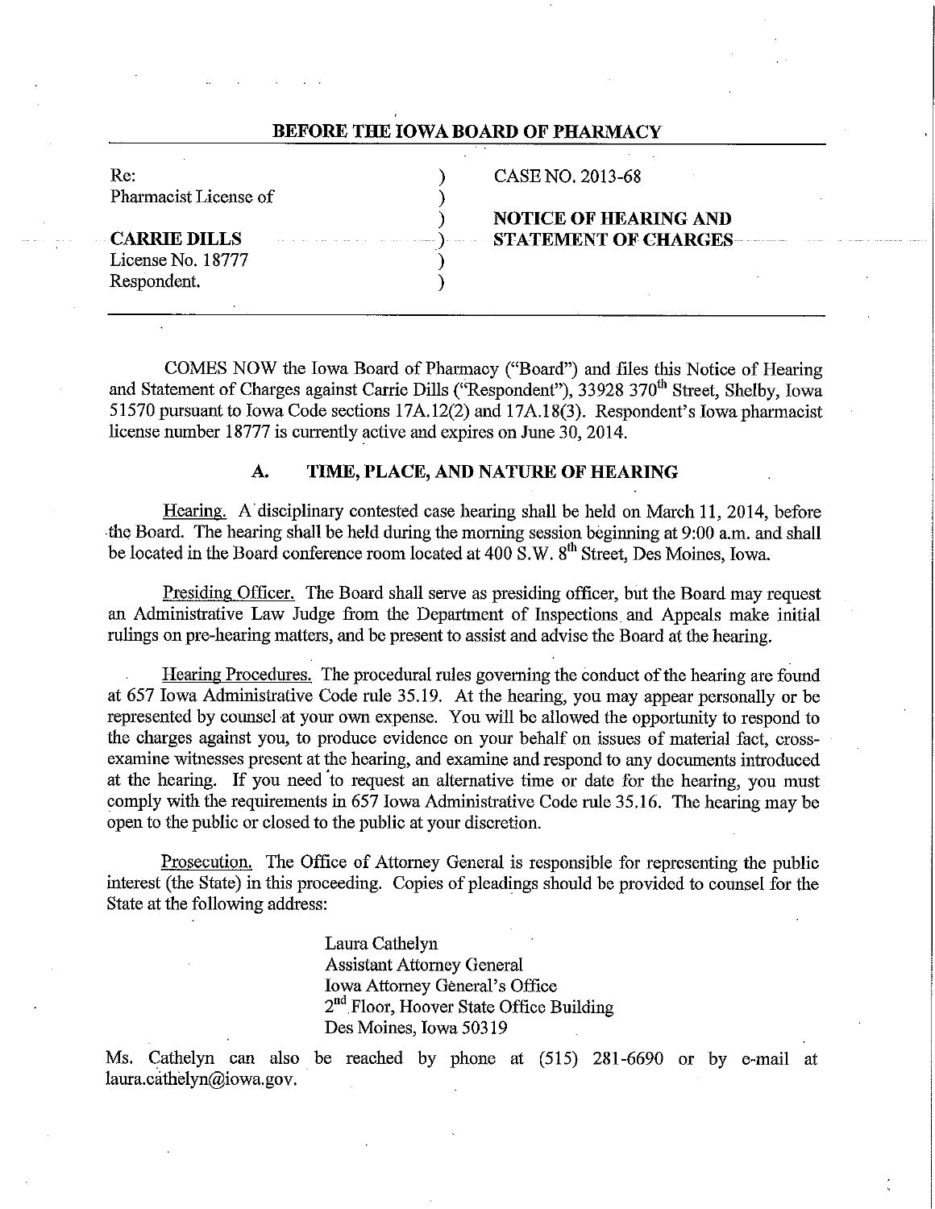## BEFORE THE IOWA BOARD OF PHARMACY

| | | |
|---|---|---|
| Re: | ) | CASE NO. 2013-68 |
| Pharmacist License of | ) | |
| | ) | **NOTICE OF HEARING AND** |
| **CARRIE DILLS** | ) | **STATEMENT OF CHARGES** |
| License No. 18777 | ) | |
| Respondent. | ) | |

COMES NOW the Iowa Board of Pharmacy ("Board") and files this Notice of Hearing and Statement of Charges against Carrie Dills ("Respondent"), 33928 370th Street, Shelby, Iowa 51570 pursuant to Iowa Code sections 17A.12(2) and 17A.18(3). Respondent's Iowa pharmacist license number 18777 is currently active and expires on June 30, 2014.

### A. TIME, PLACE, AND NATURE OF HEARING

Hearing. A disciplinary contested case hearing shall be held on March 11, 2014, before the Board. The hearing shall be held during the morning session beginning at 9:00 a.m. and shall be located in the Board conference room located at 400 S.W. 8th Street, Des Moines, Iowa.

Presiding Officer. The Board shall serve as presiding officer, but the Board may request an Administrative Law Judge from the Department of Inspections and Appeals make initial rulings on pre-hearing matters, and be present to assist and advise the Board at the hearing.

Hearing Procedures. The procedural rules governing the conduct of the hearing are found at 657 Iowa Administrative Code rule 35.19. At the hearing, you may appear personally or be represented by counsel at your own expense. You will be allowed the opportunity to respond to the charges against you, to produce evidence on your behalf on issues of material fact, cross-examine witnesses present at the hearing, and examine and respond to any documents introduced at the hearing. If you need to request an alternative time or date for the hearing, you must comply with the requirements in 657 Iowa Administrative Code rule 35.16. The hearing may be open to the public or closed to the public at your discretion.

Prosecution. The Office of Attorney General is responsible for representing the public interest (the State) in this proceeding. Copies of pleadings should be provided to counsel for the State at the following address:

Laura Cathelyn
Assistant Attorney General
Iowa Attorney General's Office
2nd Floor, Hoover State Office Building
Des Moines, Iowa 50319

Ms. Cathelyn can also be reached by phone at (515) 281-6690 or by e-mail at laura.cathelyn@iowa.gov.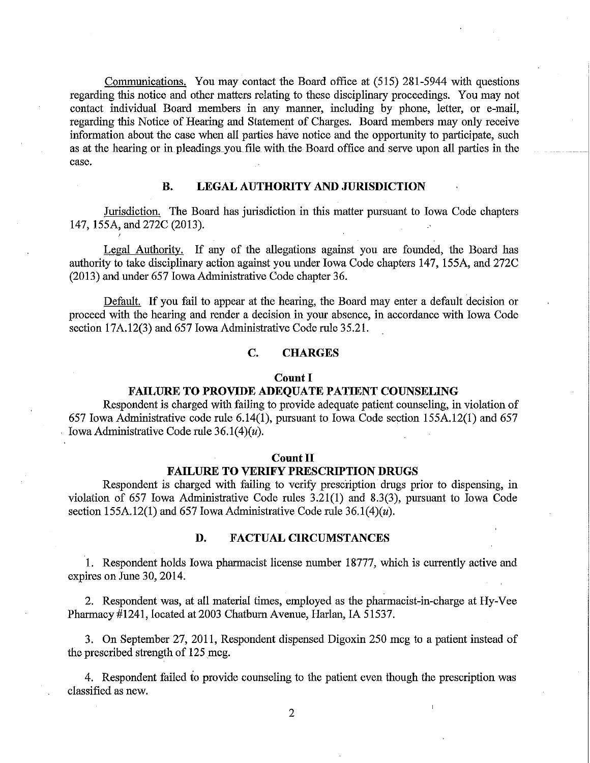Communications. You may contact the Board office at (515) 281-5944 with questions regarding this notice and other matters relating to these disciplinary proceedings. You may not contact individual Board members in any manner, including by phone, letter, or e-mail, regarding this Notice of Hearing and Statement of Charges. Board members may only receive information about the case when all parties have notice and the opportunity to participate, such as at the hearing or in pleadings you file with the Board office and serve upon all parties in the case.

## B. LEGAL AUTHORITY AND JURISDICTION

Jurisdiction. The Board has jurisdiction in this matter pursuant to Iowa Code chapters 147, 155A, and 272C (2013).

Legal Authority. If any of the allegations against you are founded, the Board has authority to take disciplinary action against you under Iowa Code chapters 147, 155A, and 272C (2013) and under 657 Iowa Administrative Code chapter 36.

Default. If you fail to appear at the hearing, the Board may enter a default decision or proceed with the hearing and render a decision in your absence, in accordance with Iowa Code section 17A.12(3) and 657 Iowa Administrative Code rule 35.21.

## C. CHARGES

### Count I
### FAILURE TO PROVIDE ADEQUATE PATIENT COUNSELING

Respondent is charged with failing to provide adequate patient counseling, in violation of 657 Iowa Administrative code rule 6.14(1), pursuant to Iowa Code section 155A.12(1) and 657 Iowa Administrative Code rule 36.1(4)(*u*).

### Count II
### FAILURE TO VERIFY PRESCRIPTION DRUGS

Respondent is charged with failing to verify prescription drugs prior to dispensing, in violation of 657 Iowa Administrative Code rules 3.21(1) and 8.3(3), pursuant to Iowa Code section 155A.12(1) and 657 Iowa Administrative Code rule 36.1(4)(*u*).

## D. FACTUAL CIRCUMSTANCES

1. Respondent holds Iowa pharmacist license number 18777, which is currently active and expires on June 30, 2014.

2. Respondent was, at all material times, employed as the pharmacist-in-charge at Hy-Vee Pharmacy #1241, located at 2003 Chatburn Avenue, Harlan, IA 51537.

3. On September 27, 2011, Respondent dispensed Digoxin 250 mcg to a patient instead of the prescribed strength of 125 mcg.

4. Respondent failed to provide counseling to the patient even though the prescription was classified as new.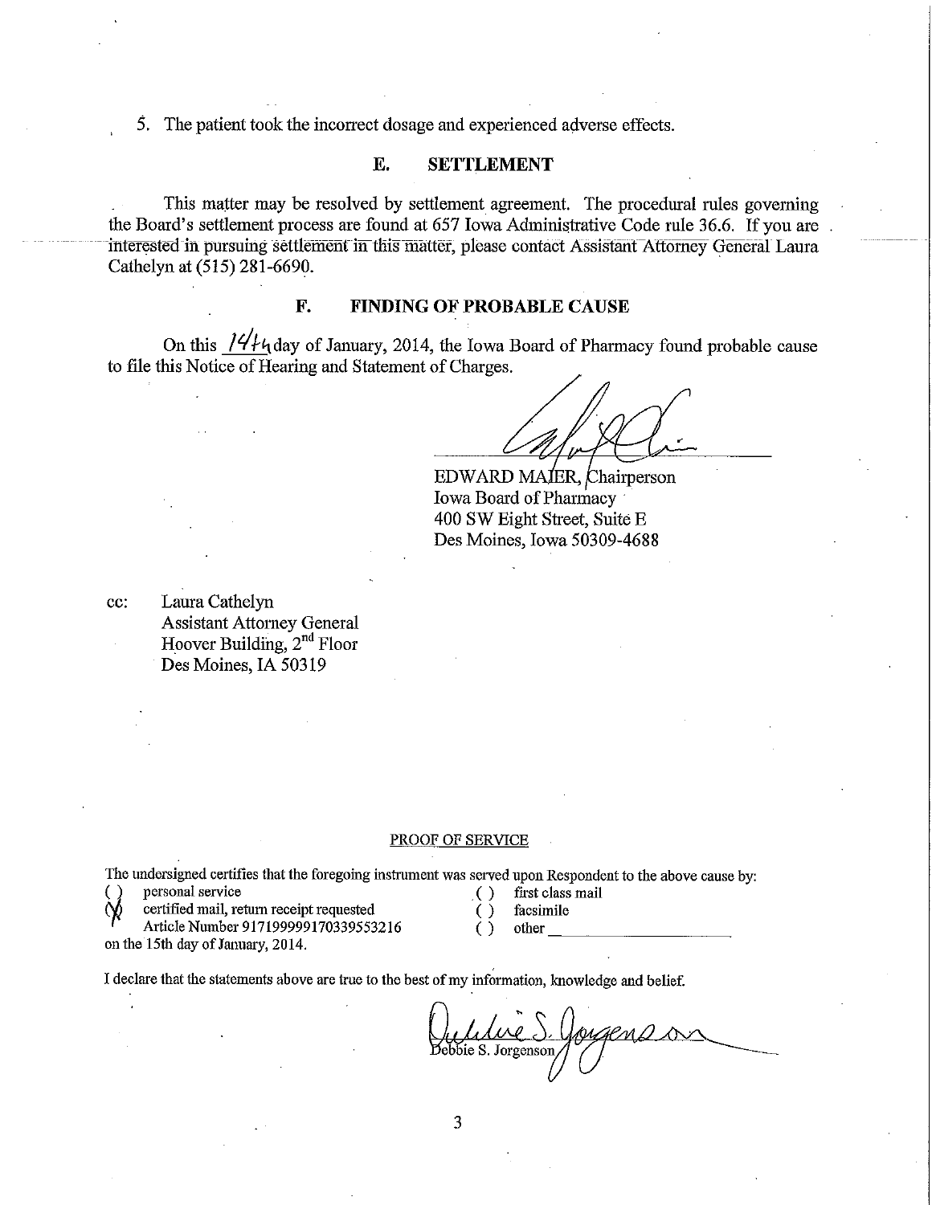5. The patient took the incorrect dosage and experienced adverse effects.

## E. SETTLEMENT

This matter may be resolved by settlement agreement. The procedural rules governing the Board's settlement process are found at 657 Iowa Administrative Code rule 36.6. If you are interested in pursuing settlement in this matter, please contact Assistant Attorney General Laura Cathelyn at (515) 281-6690.

## F. FINDING OF PROBABLE CAUSE

On this 14th day of January, 2014, the Iowa Board of Pharmacy found probable cause to file this Notice of Hearing and Statement of Charges.

EDWARD MAIER, Chairperson
Iowa Board of Pharmacy
400 SW Eight Street, Suite E
Des Moines, Iowa 50309-4688

cc: Laura Cathelyn
Assistant Attorney General
Hoover Building, 2nd Floor
Des Moines, IA 50319

PROOF OF SERVICE

The undersigned certifies that the foregoing instrument was served upon Respondent to the above cause by:

( ) personal service
(X) certified mail, return receipt requested
Article Number 9171999991703395532​16
( ) first class mail
( ) facsimile
( ) other ________

on the 15th day of January, 2014.

I declare that the statements above are true to the best of my information, knowledge and belief.

Debbie S. Jorgenson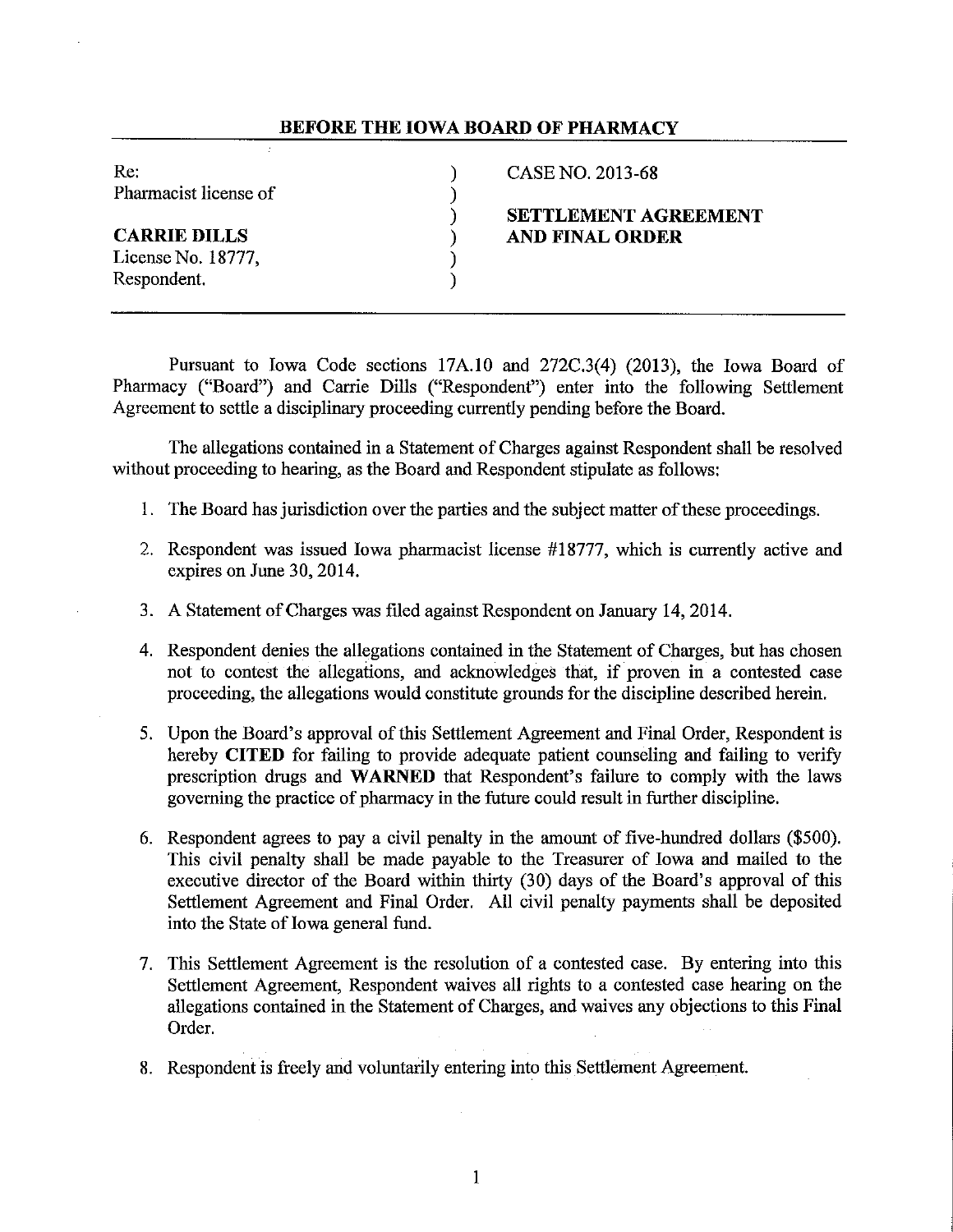## BEFORE THE IOWA BOARD OF PHARMACY

| | | |
|---|---|---|
| Re:<br>Pharmacist license of<br><br>**CARRIE DILLS**<br>License No. 18777,<br>Respondent. | ) | CASE NO. 2013-68<br><br>**SETTLEMENT AGREEMENT AND FINAL ORDER** |

Pursuant to Iowa Code sections 17A.10 and 272C.3(4) (2013), the Iowa Board of Pharmacy ("Board") and Carrie Dills ("Respondent") enter into the following Settlement Agreement to settle a disciplinary proceeding currently pending before the Board.

The allegations contained in a Statement of Charges against Respondent shall be resolved without proceeding to hearing, as the Board and Respondent stipulate as follows:

1. The Board has jurisdiction over the parties and the subject matter of these proceedings.
2. Respondent was issued Iowa pharmacist license #18777, which is currently active and expires on June 30, 2014.
3. A Statement of Charges was filed against Respondent on January 14, 2014.
4. Respondent denies the allegations contained in the Statement of Charges, but has chosen not to contest the allegations, and acknowledges that, if proven in a contested case proceeding, the allegations would constitute grounds for the discipline described herein.
5. Upon the Board's approval of this Settlement Agreement and Final Order, Respondent is hereby **CITED** for failing to provide adequate patient counseling and failing to verify prescription drugs and **WARNED** that Respondent's failure to comply with the laws governing the practice of pharmacy in the future could result in further discipline.
6. Respondent agrees to pay a civil penalty in the amount of five-hundred dollars ($500). This civil penalty shall be made payable to the Treasurer of Iowa and mailed to the executive director of the Board within thirty (30) days of the Board's approval of this Settlement Agreement and Final Order. All civil penalty payments shall be deposited into the State of Iowa general fund.
7. This Settlement Agreement is the resolution of a contested case. By entering into this Settlement Agreement, Respondent waives all rights to a contested case hearing on the allegations contained in the Statement of Charges, and waives any objections to this Final Order.
8. Respondent is freely and voluntarily entering into this Settlement Agreement.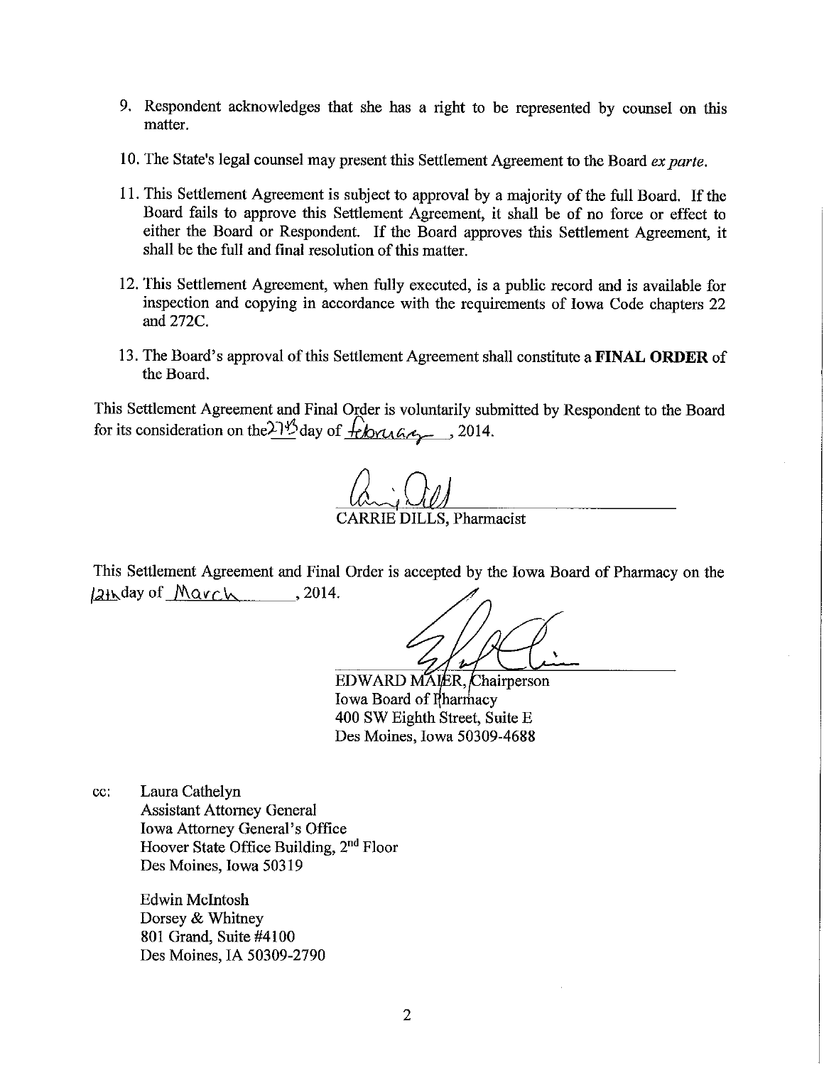9. Respondent acknowledges that she has a right to be represented by counsel on this matter.

10. The State's legal counsel may present this Settlement Agreement to the Board *ex parte*.

11. This Settlement Agreement is subject to approval by a majority of the full Board. If the Board fails to approve this Settlement Agreement, it shall be of no force or effect to either the Board or Respondent. If the Board approves this Settlement Agreement, it shall be the full and final resolution of this matter.

12. This Settlement Agreement, when fully executed, is a public record and is available for inspection and copying in accordance with the requirements of Iowa Code chapters 22 and 272C.

13. The Board's approval of this Settlement Agreement shall constitute a **FINAL ORDER** of the Board.

This Settlement Agreement and Final Order is voluntarily submitted by Respondent to the Board for its consideration on the 27th day of February, 2014.

CARRIE DILLS, Pharmacist

This Settlement Agreement and Final Order is accepted by the Iowa Board of Pharmacy on the 12th day of March, 2014.

EDWARD MAIER, Chairperson
Iowa Board of Pharmacy
400 SW Eighth Street, Suite E
Des Moines, Iowa 50309-4688

cc: Laura Cathelyn
Assistant Attorney General
Iowa Attorney General's Office
Hoover State Office Building, 2nd Floor
Des Moines, Iowa 50319

Edwin McIntosh
Dorsey & Whitney
801 Grand, Suite #4100
Des Moines, IA 50309-2790